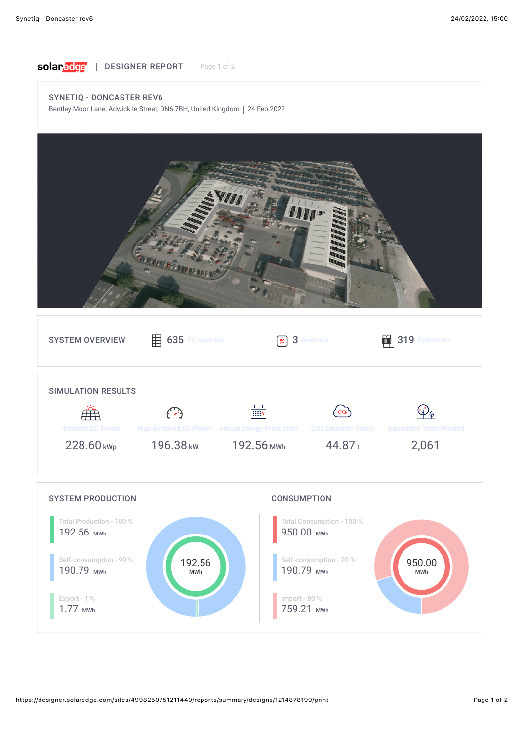solaredge | DESIGNER REPORT | Page 1 of 2

## SYNETIQ - DONCASTER REV6

Bentley Moor Lane, Adwick le Street, DN6 7BH, United Kingdom | 24 Feb 2022

## SYSTEM OVERVIEW

| 635 PV modules | 3 Inverters | 319 Optimizers |
|---|---|---|

## SIMULATION RESULTS

| Installed DC Power | Max Achieved AC Power | Annual Energy Production | CO2 Emission Saved | Equivalent Trees Planted |
|---|---|---|---|---|
| 228.60 kWp | 196.38 kW | 192.56 MWh | 44.87 t | 2,061 |

## SYSTEM PRODUCTION

Total Production - 100 %
192.56 MWh

Self-consumption - 99 %
190.79 MWh

Export - 1 %
1.77 MWh

192.56 MWh

## CONSUMPTION

Total Consumption - 100 %
950.00 MWh

Self-consumption - 20 %
190.79 MWh

Import - 80 %
759.21 MWh

950.00 MWh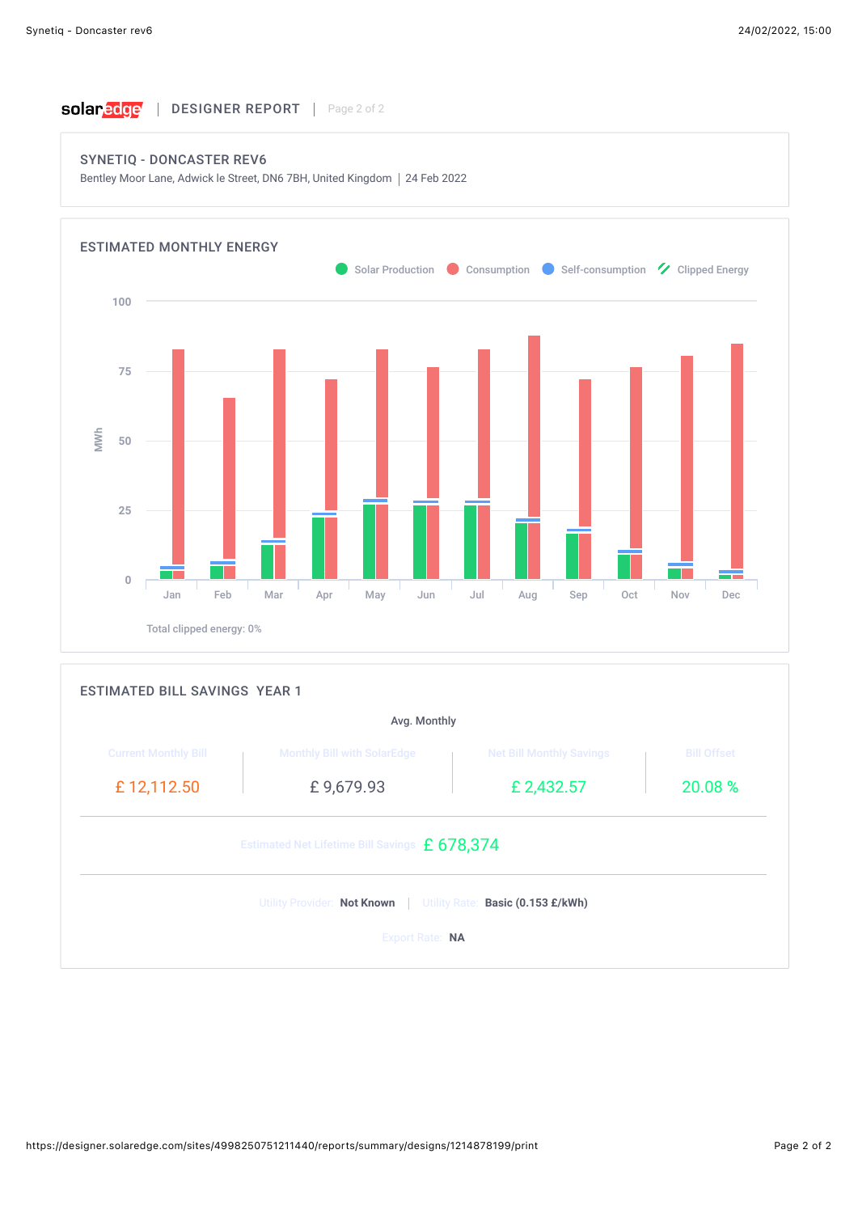solaredge | DESIGNER REPORT | Page 2 of 2

## SYNETIQ - DONCASTER REV6

Bentley Moor Lane, Adwick le Street, DN6 7BH, United Kingdom | 24 Feb 2022

## ESTIMATED MONTHLY ENERGY

Solar Production
Consumption
Self-consumption
Clipped Energy

MWh

100
75
50
25
0

Jan
Feb
Mar
Apr
May
Jun
Jul
Aug
Sep
Oct
Nov
Dec

Total clipped energy: 0%

## ESTIMATED BILL SAVINGS YEAR 1

**Avg. Monthly**

| Current Monthly Bill | Monthly Bill with SolarEdge | Net Bill Monthly Savings | Bill Offset |
|---|---|---|---|
| £ 12,112.50 | £ 9,679.93 | £ 2,432.57 | 20.08 % |

Estimated Net Lifetime Bill Savings £ 678,374

Utility Provider: **Not Known** | Utility Rate: **Basic (0.153 £/kWh)**

Export Rate: **NA**